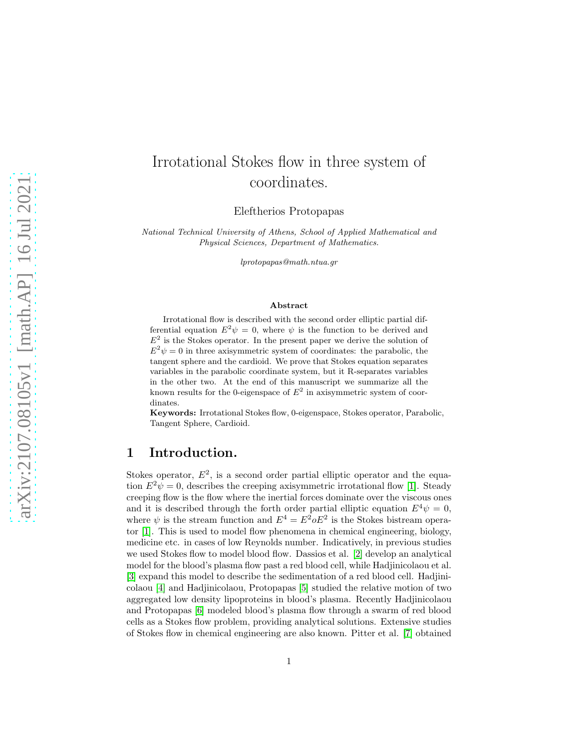# Irrotational Stokes flow in three system of coordinates.

Eleftherios Protopapas

*National Technical University of Athens, School of Applied Mathematical and Physical Sciences, Department of Mathematics.*

*lprotopapas@math.ntua.gr*

### Abstract

Irrotational flow is described with the second order elliptic partial differential equation $E^2\psi = 0$, where $\psi$ is the function to be derived and $E^2$ is the Stokes operator. In the present paper we derive the solution of $E^2\psi = 0$ in three axisymmetric system of coordinates: the parabolic, the tangent sphere and the cardioid. We prove that Stokes equation separates variables in the parabolic coordinate system, but it R-separates variables in the other two. At the end of this manuscript we summarize all the known results for the 0-eigenspace of $E^2$ in axisymmetric system of coordinates.

**Keywords:** Irrotational Stokes flow, 0-eigenspace, Stokes operator, Parabolic, Tangent Sphere, Cardioid.

## 1 Introduction.

Stokes operator, $E^2$, is a second order partial elliptic operator and the equation $E^2\psi = 0$, describes the creeping axisymmetric irrotational flow [1]. Steady creeping flow is the flow where the inertial forces dominate over the viscous ones and it is described through the forth order partial elliptic equation $E^4\psi = 0$, where $\psi$ is the stream function and $E^4 = E^2 o E^2$ is the Stokes bistream operator [1]. This is used to model flow phenomena in chemical engineering, biology, medicine etc. in cases of low Reynolds number. Indicatively, in previous studies we used Stokes flow to model blood flow. Dassios et al. [2] develop an analytical model for the blood's plasma flow past a red blood cell, while Hadjinicolaou et al. [3] expand this model to describe the sedimentation of a red blood cell. Hadjinicolaou [4] and Hadjinicolaou, Protopapas [5] studied the relative motion of two aggregated low density lipoproteins in blood's plasma. Recently Hadjinicolaou and Protopapas [6] modeled blood's plasma flow through a swarm of red blood cells as a Stokes flow problem, providing analytical solutions. Extensive studies of Stokes flow in chemical engineering are also known. Pitter et al. [7] obtained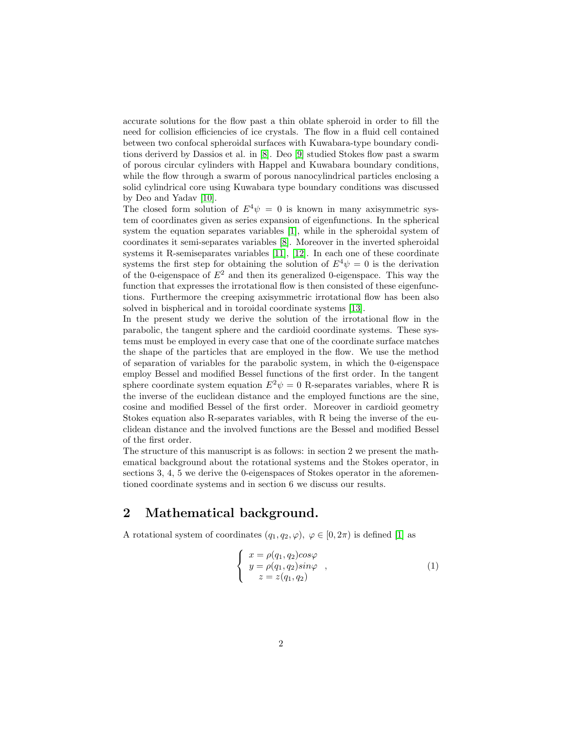accurate solutions for the flow past a thin oblate spheroid in order to fill the need for collision efficiencies of ice crystals. The flow in a fluid cell contained between two confocal spheroidal surfaces with Kuwabara-type boundary conditions deriverd by Dassios et al. in [8]. Deo [9] studied Stokes flow past a swarm of porous circular cylinders with Happel and Kuwabara boundary conditions, while the flow through a swarm of porous nanocylindrical particles enclosing a solid cylindrical core using Kuwabara type boundary conditions was discussed by Deo and Yadav [10].

The closed form solution of $E^4\psi = 0$ is known in many axisymmetric system of coordinates given as series expansion of eigenfunctions. In the spherical system the equation separates variables [1], while in the spheroidal system of coordinates it semi-separates variables [8]. Moreover in the inverted spheroidal systems it R-semiseparates variables [11], [12]. In each one of these coordinate systems the first step for obtaining the solution of $E^4\psi = 0$ is the derivation of the 0-eigenspace of $E^2$ and then its generalized 0-eigenspace. This way the function that expresses the irrotational flow is then consisted of these eigenfunctions. Furthermore the creeping axisymmetric irrotational flow has been also solved in bispherical and in toroidal coordinate systems [13].

In the present study we derive the solution of the irrotational flow in the parabolic, the tangent sphere and the cardioid coordinate systems. These systems must be employed in every case that one of the coordinate surface matches the shape of the particles that are employed in the flow. We use the method of separation of variables for the parabolic system, in which the 0-eigenspace employ Bessel and modified Bessel functions of the first order. In the tangent sphere coordinate system equation $E^2\psi = 0$ R-separates variables, where R is the inverse of the euclidean distance and the employed functions are the sine, cosine and modified Bessel of the first order. Moreover in cardioid geometry Stokes equation also R-separates variables, with R being the inverse of the euclidean distance and the involved functions are the Bessel and modified Bessel of the first order.

The structure of this manuscript is as follows: in section 2 we present the mathematical background about the rotational systems and the Stokes operator, in sections 3, 4, 5 we derive the 0-eigenspaces of Stokes operator in the aforementioned coordinate systems and in section 6 we discuss our results.

## 2 Mathematical background.

A rotational system of coordinates $(q_1, q_2, \varphi)$, $\varphi \in [0, 2\pi)$ is defined [1] as

$$\left\{ \begin{array}{c} x = \rho(q_1, q_2)cos\varphi \\ y = \rho(q_1, q_2)sin\varphi \\ z = z(q_1, q_2) \end{array} \right. , \tag{1}$$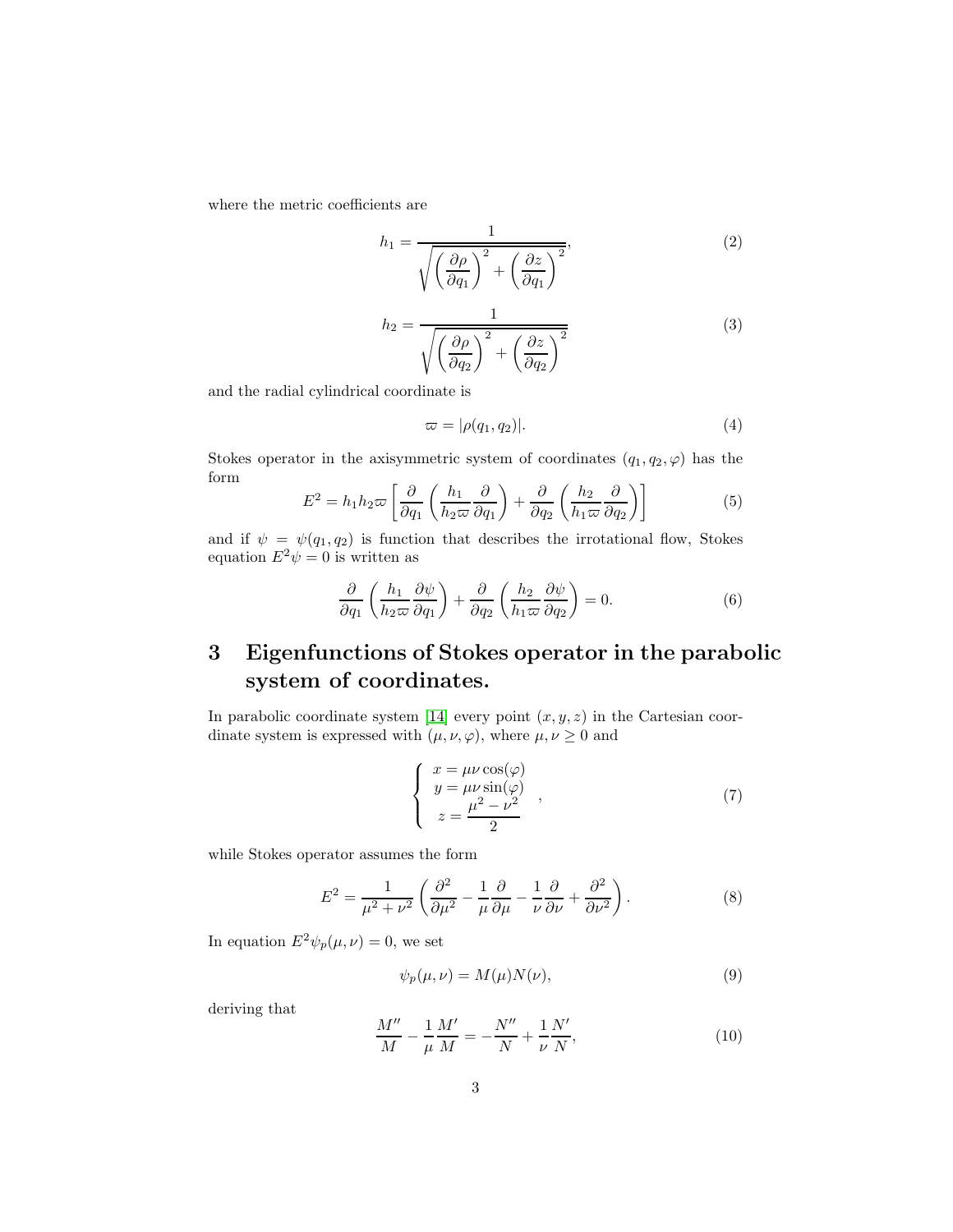where the metric coefficients are

$$h_1 = \frac{1}{\sqrt{\left(\dfrac{\partial \rho}{\partial q_1}\right)^2 + \left(\dfrac{\partial z}{\partial q_1}\right)^2}}, \tag{2}$$

$$h_2 = \frac{1}{\sqrt{\left(\dfrac{\partial \rho}{\partial q_2}\right)^2 + \left(\dfrac{\partial z}{\partial q_2}\right)^2}} \tag{3}$$

and the radial cylindrical coordinate is

$$\varpi = |\rho(q_1, q_2)|. \tag{4}$$

Stokes operator in the axisymmetric system of coordinates $(q_1, q_2, \varphi)$ has the form

$$E^2 = h_1 h_2 \varpi \left[ \frac{\partial}{\partial q_1}\left(\frac{h_1}{h_2 \varpi}\frac{\partial}{\partial q_1}\right) + \frac{\partial}{\partial q_2}\left(\frac{h_2}{h_1 \varpi}\frac{\partial}{\partial q_2}\right)\right] \tag{5}$$

and if $\psi = \psi(q_1, q_2)$ is function that describes the irrotational flow, Stokes equation $E^2\psi = 0$ is written as

$$\frac{\partial}{\partial q_1}\left(\frac{h_1}{h_2 \varpi}\frac{\partial \psi}{\partial q_1}\right) + \frac{\partial}{\partial q_2}\left(\frac{h_2}{h_1 \varpi}\frac{\partial \psi}{\partial q_2}\right) = 0. \tag{6}$$

## 3 Eigenfunctions of Stokes operator in the parabolic system of coordinates.

In parabolic coordinate system [14] every point $(x, y, z)$ in the Cartesian coordinate system is expressed with $(\mu, \nu, \varphi)$, where $\mu, \nu \geq 0$ and

$$\left\{ \begin{array}{c} x = \mu\nu\cos(\varphi) \\ y = \mu\nu\sin(\varphi) \\ z = \dfrac{\mu^2 - \nu^2}{2} \end{array} \right. , \tag{7}$$

while Stokes operator assumes the form

$$E^2 = \frac{1}{\mu^2 + \nu^2}\left(\frac{\partial^2}{\partial \mu^2} - \frac{1}{\mu}\frac{\partial}{\partial \mu} - \frac{1}{\nu}\frac{\partial}{\partial \nu} + \frac{\partial^2}{\partial \nu^2}\right). \tag{8}$$

In equation $E^2\psi_p(\mu, \nu) = 0$, we set

$$\psi_p(\mu, \nu) = M(\mu)N(\nu), \tag{9}$$

deriving that

$$\frac{M''}{M} - \frac{1}{\mu}\frac{M'}{M} = -\frac{N''}{N} + \frac{1}{\nu}\frac{N'}{N}, \tag{10}$$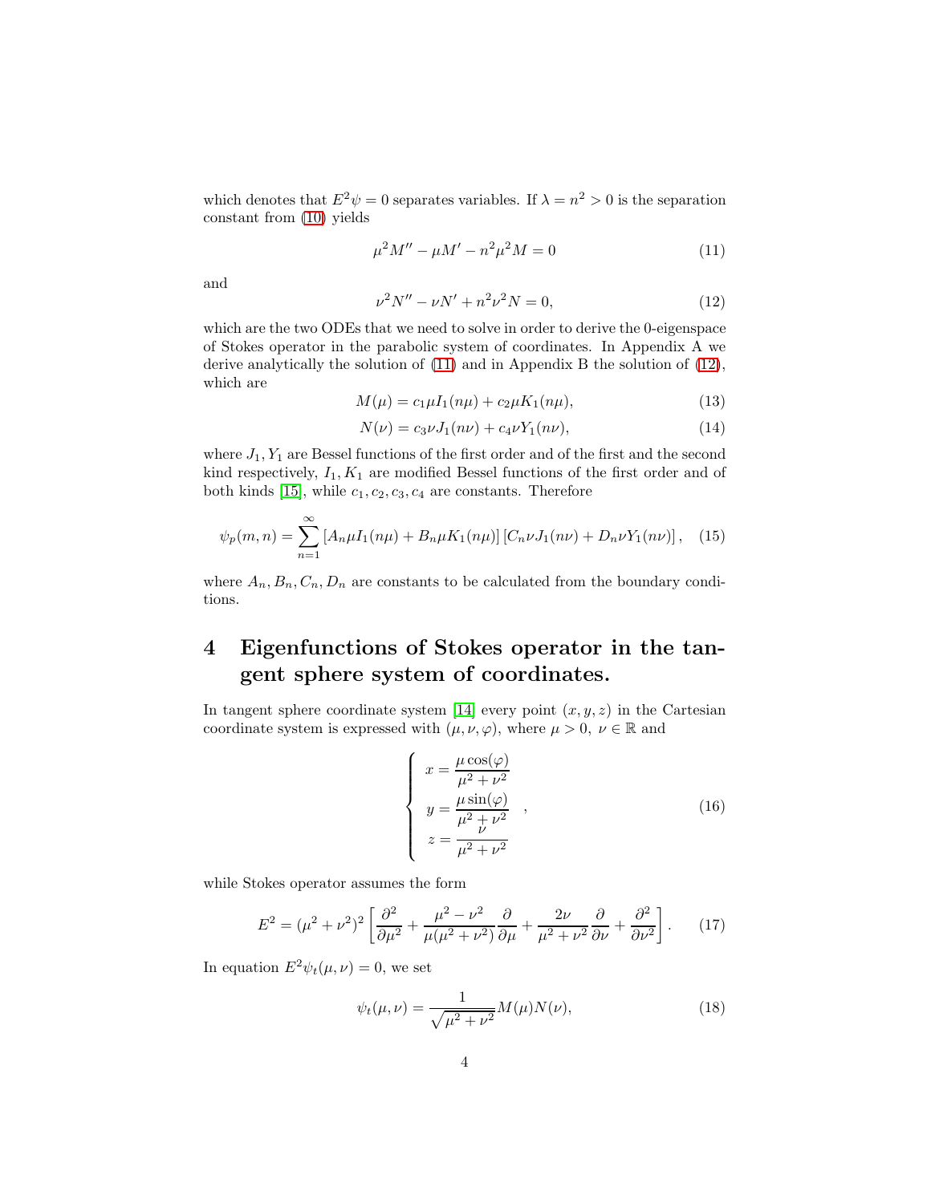which denotes that $E^2\psi = 0$ separates variables. If $\lambda = n^2 > 0$ is the separation constant from (10) yields

$$\mu^2 M'' - \mu M' - n^2\mu^2 M = 0 \tag{11}$$

and

$$\nu^2 N'' - \nu N' + n^2\nu^2 N = 0, \tag{12}$$

which are the two ODEs that we need to solve in order to derive the 0-eigenspace of Stokes operator in the parabolic system of coordinates. In Appendix A we derive analytically the solution of (11) and in Appendix B the solution of (12), which are

$$M(\mu) = c_1\mu I_1(n\mu) + c_2\mu K_1(n\mu), \tag{13}$$

$$N(\nu) = c_3\nu J_1(n\nu) + c_4\nu Y_1(n\nu), \tag{14}$$

where $J_1, Y_1$ are Bessel functions of the first order and of the first and the second kind respectively, $I_1, K_1$ are modified Bessel functions of the first order and of both kinds [15], while $c_1, c_2, c_3, c_4$ are constants. Therefore

$$\psi_p(m, n) = \sum_{n=1}^{\infty} \left[A_n\mu I_1(n\mu) + B_n\mu K_1(n\mu)\right]\left[C_n\nu J_1(n\nu) + D_n\nu Y_1(n\nu)\right], \tag{15}$$

where $A_n, B_n, C_n, D_n$ are constants to be calculated from the boundary conditions.

# 4 Eigenfunctions of Stokes operator in the tangent sphere system of coordinates.

In tangent sphere coordinate system [14] every point $(x, y, z)$ in the Cartesian coordinate system is expressed with $(\mu, \nu, \varphi)$, where $\mu > 0,\ \nu \in \mathbb{R}$ and

$$\begin{cases} x = \dfrac{\mu\cos(\varphi)}{\mu^2 + \nu^2} \\ y = \dfrac{\mu\sin(\varphi)}{\mu^2 + \nu^2} \\ z = \dfrac{\nu}{\mu^2 + \nu^2} \end{cases}, \tag{16}$$

while Stokes operator assumes the form

$$E^2 = (\mu^2 + \nu^2)^2\left[\frac{\partial^2}{\partial\mu^2} + \frac{\mu^2 - \nu^2}{\mu(\mu^2 + \nu^2)}\frac{\partial}{\partial\mu} + \frac{2\nu}{\mu^2 + \nu^2}\frac{\partial}{\partial\nu} + \frac{\partial^2}{\partial\nu^2}\right]. \tag{17}$$

In equation $E^2\psi_t(\mu, \nu) = 0$, we set

$$\psi_t(\mu, \nu) = \frac{1}{\sqrt{\mu^2 + \nu^2}}M(\mu)N(\nu), \tag{18}$$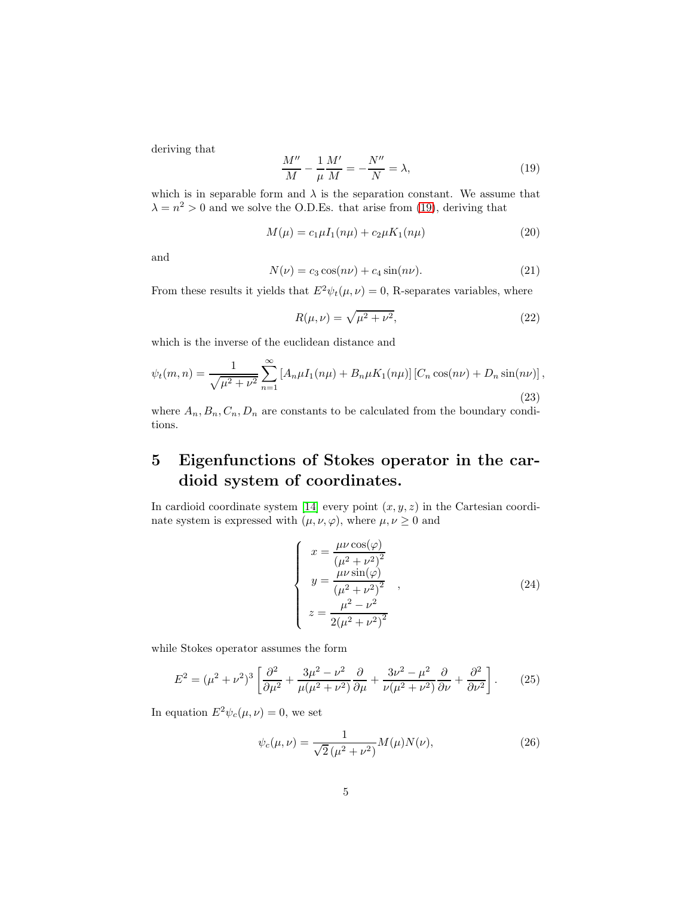deriving that

$$\frac{M''}{M} - \frac{1}{\mu}\frac{M'}{M} = -\frac{N''}{N} = \lambda, \tag{19}$$

which is in separable form and $\lambda$ is the separation constant. We assume that $\lambda = n^2 > 0$ and we solve the O.D.Es. that arise from (19), deriving that

$$M(\mu) = c_1 \mu I_1(n\mu) + c_2 \mu K_1(n\mu) \tag{20}$$

and

$$N(\nu) = c_3 \cos(n\nu) + c_4 \sin(n\nu). \tag{21}$$

From these results it yields that $E^2\psi_t(\mu,\nu) = 0$, R-separates variables, where

$$R(\mu,\nu) = \sqrt{\mu^2+\nu^2}, \tag{22}$$

which is the inverse of the euclidean distance and

$$\psi_t(m,n) = \frac{1}{\sqrt{\mu^2+\nu^2}} \sum_{n=1}^{\infty} \left[A_n \mu I_1(n\mu) + B_n \mu K_1(n\mu)\right]\left[C_n \cos(n\nu) + D_n \sin(n\nu)\right], \tag{23}$$

where $A_n, B_n, C_n, D_n$ are constants to be calculated from the boundary conditions.

# 5 Eigenfunctions of Stokes operator in the cardioid system of coordinates.

In cardioid coordinate system [14] every point $(x, y, z)$ in the Cartesian coordinate system is expressed with $(\mu, \nu, \varphi)$, where $\mu, \nu \geq 0$ and

$$\begin{cases} x = \dfrac{\mu\nu\cos(\varphi)}{(\mu^2+\nu^2)^2} \\ y = \dfrac{\mu\nu\sin(\varphi)}{(\mu^2+\nu^2)^2} \\ z = \dfrac{\mu^2-\nu^2}{2(\mu^2+\nu^2)^2} \end{cases}, \tag{24}$$

while Stokes operator assumes the form

$$E^2 = (\mu^2+\nu^2)^3 \left[\frac{\partial^2}{\partial\mu^2} + \frac{3\mu^2-\nu^2}{\mu(\mu^2+\nu^2)}\frac{\partial}{\partial\mu} + \frac{3\nu^2-\mu^2}{\nu(\mu^2+\nu^2)}\frac{\partial}{\partial\nu} + \frac{\partial^2}{\partial\nu^2}\right]. \tag{25}$$

In equation $E^2\psi_c(\mu,\nu) = 0$, we set

$$\psi_c(\mu,\nu) = \frac{1}{\sqrt{2}\,(\mu^2+\nu^2)} M(\mu)N(\nu), \tag{26}$$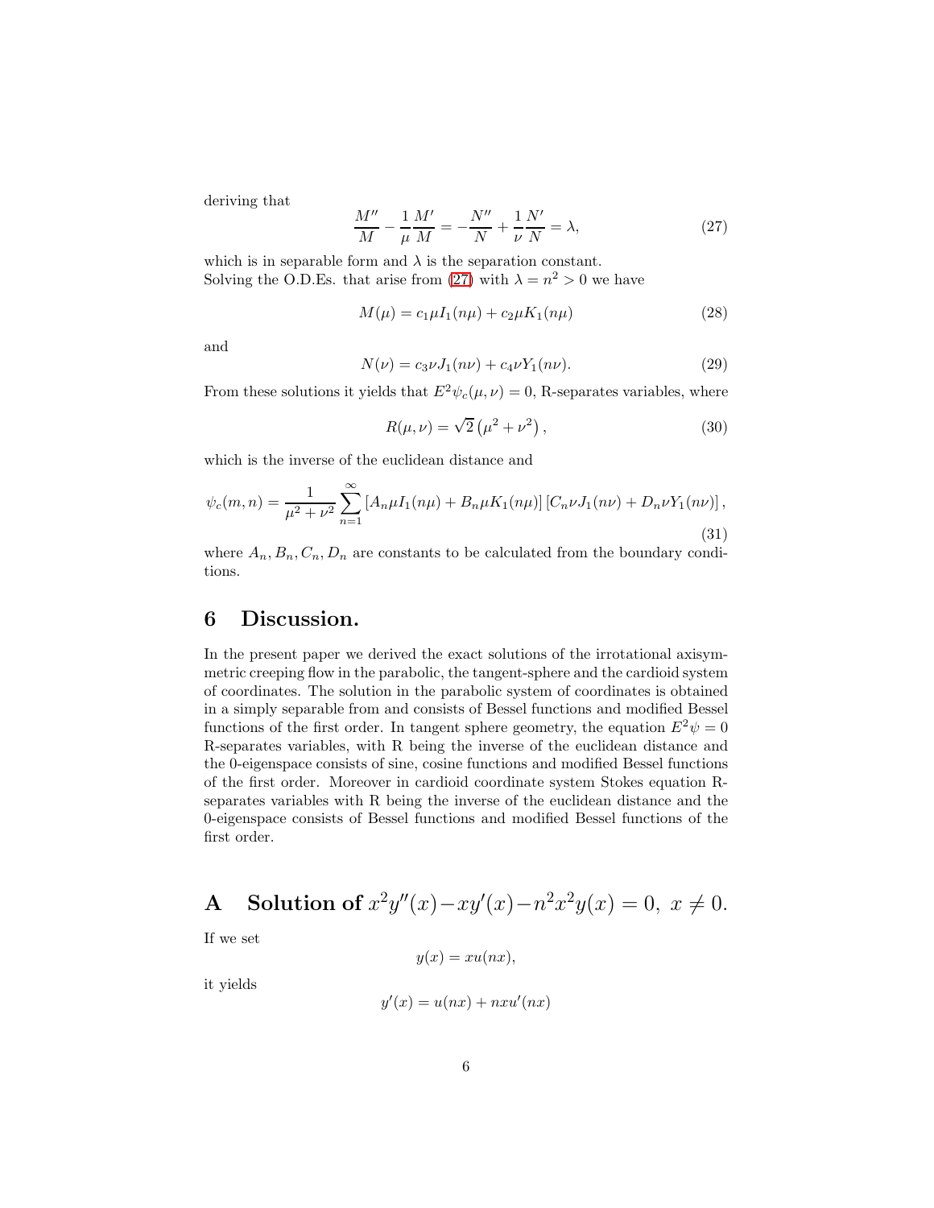deriving that

$$\frac{M''}{M} - \frac{1}{\mu}\frac{M'}{M} = -\frac{N''}{N} + \frac{1}{\nu}\frac{N'}{N} = \lambda, \tag{27}$$

which is in separable form and $\lambda$ is the separation constant.
Solving the O.D.Es. that arise from (27) with $\lambda = n^2 > 0$ we have

$$M(\mu) = c_1 \mu I_1(n\mu) + c_2 \mu K_1(n\mu) \tag{28}$$

and

$$N(\nu) = c_3 \nu J_1(n\nu) + c_4 \nu Y_1(n\nu). \tag{29}$$

From these solutions it yields that $E^2\psi_c(\mu,\nu) = 0$, R-separates variables, where

$$R(\mu,\nu) = \sqrt{2}\left(\mu^2 + \nu^2\right), \tag{30}$$

which is the inverse of the euclidean distance and

$$\psi_c(m,n) = \frac{1}{\mu^2+\nu^2}\sum_{n=1}^{\infty}\left[A_n \mu I_1(n\mu) + B_n \mu K_1(n\mu)\right]\left[C_n \nu J_1(n\nu) + D_n \nu Y_1(n\nu)\right], \tag{31}$$

where $A_n, B_n, C_n, D_n$ are constants to be calculated from the boundary conditions.

## 6 Discussion.

In the present paper we derived the exact solutions of the irrotational axisymmetric creeping flow in the parabolic, the tangent-sphere and the cardioid system of coordinates. The solution in the parabolic system of coordinates is obtained in a simply separable from and consists of Bessel functions and modified Bessel functions of the first order. In tangent sphere geometry, the equation $E^2\psi = 0$ R-separates variables, with R being the inverse of the euclidean distance and the 0-eigenspace consists of sine, cosine functions and modified Bessel functions of the first order. Moreover in cardioid coordinate system Stokes equation R-separates variables with R being the inverse of the euclidean distance and the 0-eigenspace consists of Bessel functions and modified Bessel functions of the first order.

## A Solution of $x^2y''(x) - xy'(x) - n^2x^2y(x) = 0,\ x \neq 0.$

If we set

$$y(x) = xu(nx),$$

it yields

$$y'(x) = u(nx) + nxu'(nx)$$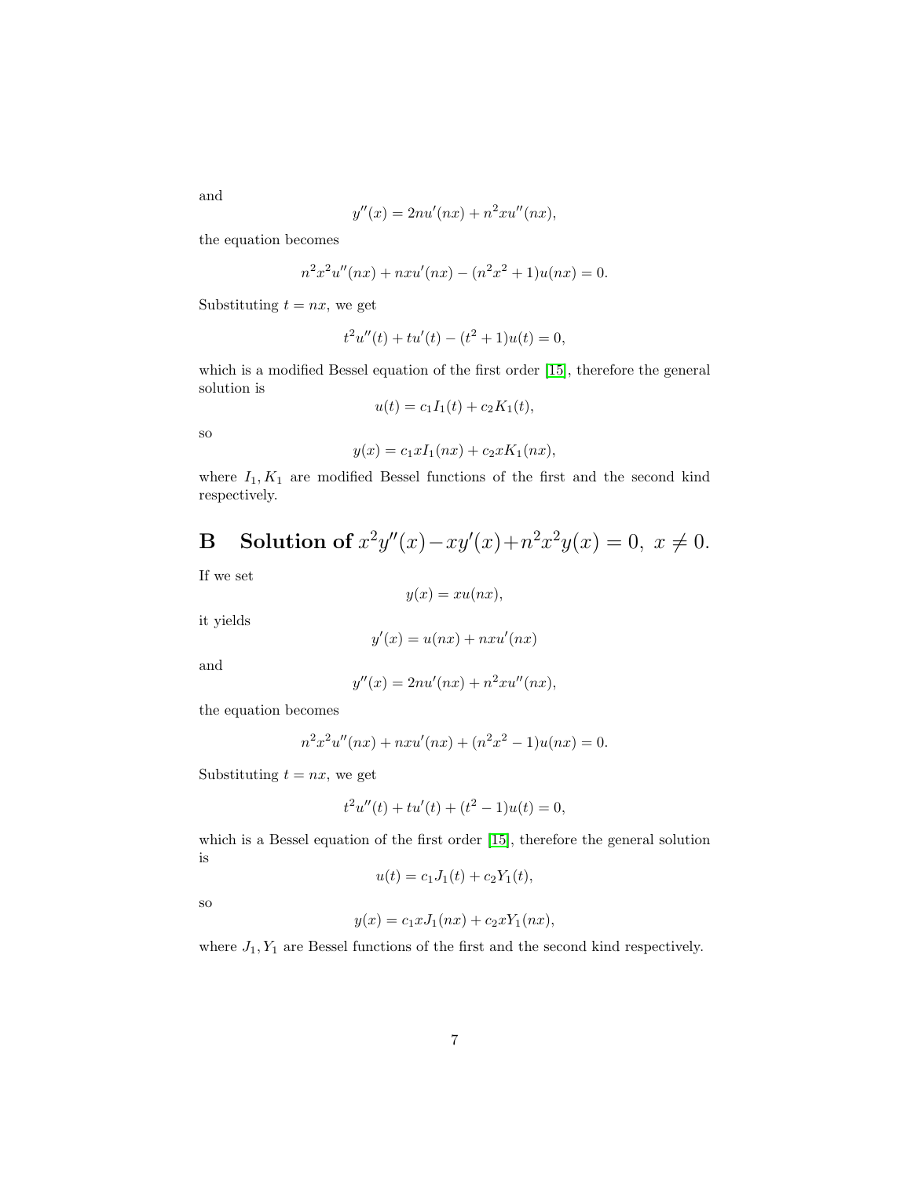and

$$y''(x) = 2nu'(nx) + n^2xu''(nx),$$

the equation becomes

$$n^2x^2u''(nx) + nxu'(nx) - (n^2x^2 + 1)u(nx) = 0.$$

Substituting $t = nx$, we get

$$t^2u''(t) + tu'(t) - (t^2 + 1)u(t) = 0,$$

which is a modified Bessel equation of the first order [15], therefore the general solution is

$$u(t) = c_1I_1(t) + c_2K_1(t),$$

so

$$y(x) = c_1xI_1(nx) + c_2xK_1(nx),$$

where $I_1, K_1$ are modified Bessel functions of the first and the second kind respectively.

# B Solution of $x^2y''(x) - xy'(x) + n^2x^2y(x) = 0,\ x \neq 0.$

If we set

$$y(x) = xu(nx),$$

it yields

$$y'(x) = u(nx) + nxu'(nx)$$

and

$$y''(x) = 2nu'(nx) + n^2xu''(nx),$$

the equation becomes

$$n^2x^2u''(nx) + nxu'(nx) + (n^2x^2 - 1)u(nx) = 0.$$

Substituting $t = nx$, we get

$$t^2u''(t) + tu'(t) + (t^2 - 1)u(t) = 0,$$

which is a Bessel equation of the first order [15], therefore the general solution is

$$u(t) = c_1J_1(t) + c_2Y_1(t),$$

so

$$y(x) = c_1xJ_1(nx) + c_2xY_1(nx),$$

where $J_1, Y_1$ are Bessel functions of the first and the second kind respectively.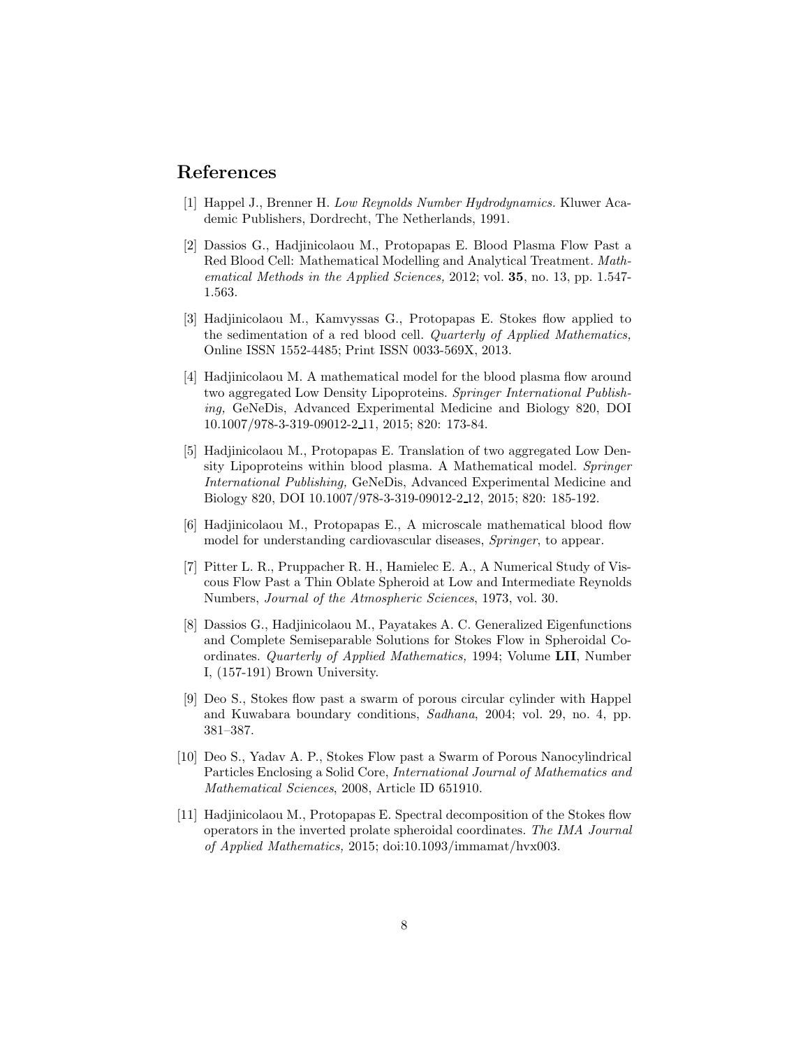## References

[1] Happel J., Brenner H. *Low Reynolds Number Hydrodynamics.* Kluwer Academic Publishers, Dordrecht, The Netherlands, 1991.

[2] Dassios G., Hadjinicolaou M., Protopapas E. Blood Plasma Flow Past a Red Blood Cell: Mathematical Modelling and Analytical Treatment. *Mathematical Methods in the Applied Sciences,* 2012; vol. **35**, no. 13, pp. 1.547-1.563.

[3] Hadjinicolaou M., Kamvyssas G., Protopapas E. Stokes flow applied to the sedimentation of a red blood cell. *Quarterly of Applied Mathematics,* Online ISSN 1552-4485; Print ISSN 0033-569X, 2013.

[4] Hadjinicolaou M. A mathematical model for the blood plasma flow around two aggregated Low Density Lipoproteins. *Springer International Publishing,* GeNeDis, Advanced Experimental Medicine and Biology 820, DOI 10.1007/978-3-319-09012-2_11, 2015; 820: 173-84.

[5] Hadjinicolaou M., Protopapas E. Translation of two aggregated Low Density Lipoproteins within blood plasma. A Mathematical model. *Springer International Publishing,* GeNeDis, Advanced Experimental Medicine and Biology 820, DOI 10.1007/978-3-319-09012-2_12, 2015; 820: 185-192.

[6] Hadjinicolaou M., Protopapas E., A microscale mathematical blood flow model for understanding cardiovascular diseases, *Springer*, to appear.

[7] Pitter L. R., Pruppacher R. H., Hamielec E. A., A Numerical Study of Viscous Flow Past a Thin Oblate Spheroid at Low and Intermediate Reynolds Numbers, *Journal of the Atmospheric Sciences*, 1973, vol. 30.

[8] Dassios G., Hadjinicolaou M., Payatakes A. C. Generalized Eigenfunctions and Complete Semiseparable Solutions for Stokes Flow in Spheroidal Coordinates. *Quarterly of Applied Mathematics,* 1994; Volume **LII**, Number I, (157-191) Brown University.

[9] Deo S., Stokes flow past a swarm of porous circular cylinder with Happel and Kuwabara boundary conditions, *Sadhana*, 2004; vol. 29, no. 4, pp. 381–387.

[10] Deo S., Yadav A. P., Stokes Flow past a Swarm of Porous Nanocylindrical Particles Enclosing a Solid Core, *International Journal of Mathematics and Mathematical Sciences*, 2008, Article ID 651910.

[11] Hadjinicolaou M., Protopapas E. Spectral decomposition of the Stokes flow operators in the inverted prolate spheroidal coordinates. *The IMA Journal of Applied Mathematics,* 2015; doi:10.1093/immamat/hvx003.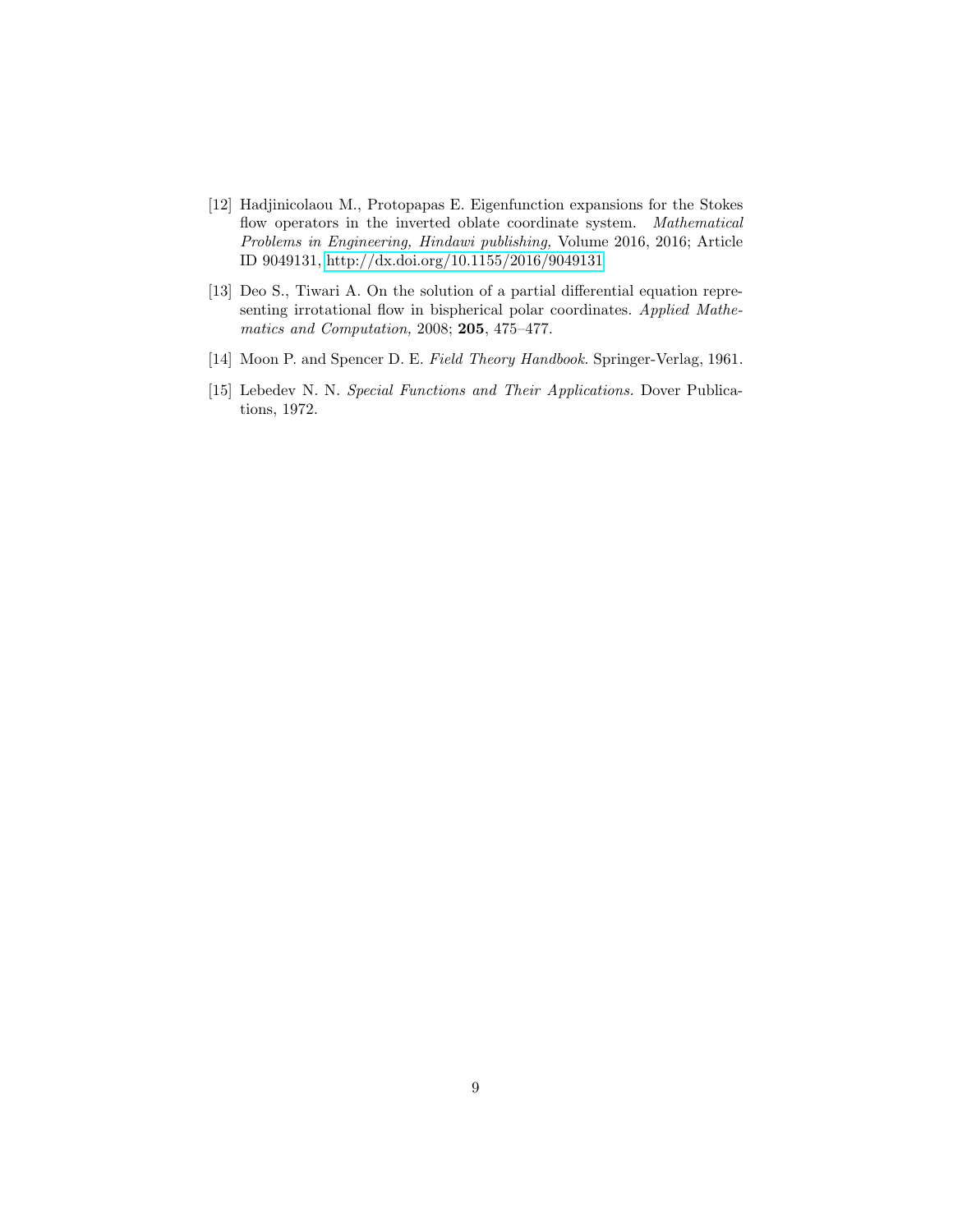[12] Hadjinicolaou M., Protopapas E. Eigenfunction expansions for the Stokes flow operators in the inverted oblate coordinate system. *Mathematical Problems in Engineering, Hindawi publishing,* Volume 2016, 2016; Article ID 9049131, http://dx.doi.org/10.1155/2016/9049131

[13] Deo S., Tiwari A. On the solution of a partial differential equation representing irrotational flow in bispherical polar coordinates. *Applied Mathematics and Computation,* 2008; **205**, 475–477.

[14] Moon P. and Spencer D. E. *Field Theory Handbook.* Springer-Verlag, 1961.

[15] Lebedev N. N. *Special Functions and Their Applications.* Dover Publications, 1972.